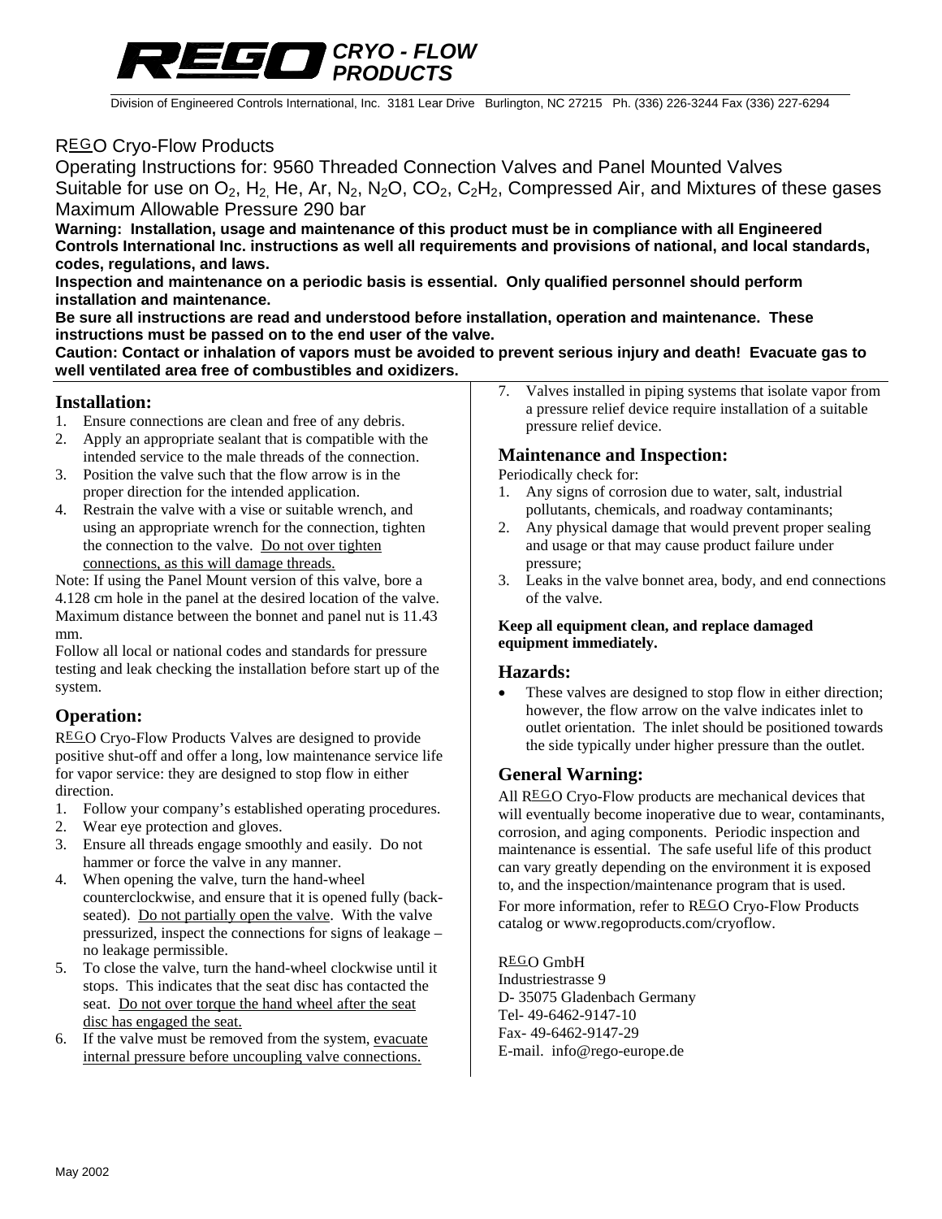# REGO CRYO - FLOW PRODUCTS

Division of Engineered Controls International, Inc. 3181 Lear Drive Burlington, NC 27215 Ph. (336) 226-3244 Fax (336) 227-6294

REGO Cryo-Flow Products

Operating Instructions for: 9560 Threaded Connection Valves and Panel Mounted Valves

Suitable for use on $O_2$, $H_2$, He, Ar, $N_2$, $N_2O$, $CO_2$, $C_2H_2$, Compressed Air, and Mixtures of these gases

Maximum Allowable Pressure 290 bar

**Warning: Installation, usage and maintenance of this product must be in compliance with all Engineered Controls International Inc. instructions as well all requirements and provisions of national, and local standards, codes, regulations, and laws.**

**Inspection and maintenance on a periodic basis is essential. Only qualified personnel should perform installation and maintenance.**

**Be sure all instructions are read and understood before installation, operation and maintenance. These instructions must be passed on to the end user of the valve.**

**Caution: Contact or inhalation of vapors must be avoided to prevent serious injury and death! Evacuate gas to well ventilated area free of combustibles and oxidizers.**

## Installation:

1. Ensure connections are clean and free of any debris.
2. Apply an appropriate sealant that is compatible with the intended service to the male threads of the connection.
3. Position the valve such that the flow arrow is in the proper direction for the intended application.
4. Restrain the valve with a vise or suitable wrench, and using an appropriate wrench for the connection, tighten the connection to the valve. Do not over tighten connections, as this will damage threads.

Note: If using the Panel Mount version of this valve, bore a 4.128 cm hole in the panel at the desired location of the valve. Maximum distance between the bonnet and panel nut is 11.43 mm.

Follow all local or national codes and standards for pressure testing and leak checking the installation before start up of the system.

## Operation:

REGO Cryo-Flow Products Valves are designed to provide positive shut-off and offer a long, low maintenance service life for vapor service: they are designed to stop flow in either direction.

1. Follow your company's established operating procedures.
2. Wear eye protection and gloves.
3. Ensure all threads engage smoothly and easily. Do not hammer or force the valve in any manner.
4. When opening the valve, turn the hand-wheel counterclockwise, and ensure that it is opened fully (back-seated). Do not partially open the valve. With the valve pressurized, inspect the connections for signs of leakage – no leakage permissible.
5. To close the valve, turn the hand-wheel clockwise until it stops. This indicates that the seat disc has contacted the seat. Do not over torque the hand wheel after the seat disc has engaged the seat.
6. If the valve must be removed from the system, evacuate internal pressure before uncoupling valve connections.
7. Valves installed in piping systems that isolate vapor from a pressure relief device require installation of a suitable pressure relief device.

## Maintenance and Inspection:

Periodically check for:

1. Any signs of corrosion due to water, salt, industrial pollutants, chemicals, and roadway contaminants;
2. Any physical damage that would prevent proper sealing and usage or that may cause product failure under pressure;
3. Leaks in the valve bonnet area, body, and end connections of the valve.

**Keep all equipment clean, and replace damaged equipment immediately.**

## Hazards:

- These valves are designed to stop flow in either direction; however, the flow arrow on the valve indicates inlet to outlet orientation. The inlet should be positioned towards the side typically under higher pressure than the outlet.

## General Warning:

All REGO Cryo-Flow products are mechanical devices that will eventually become inoperative due to wear, contaminants, corrosion, and aging components. Periodic inspection and maintenance is essential. The safe useful life of this product can vary greatly depending on the environment it is exposed to, and the inspection/maintenance program that is used.

For more information, refer to REGO Cryo-Flow Products catalog or www.regoproducts.com/cryoflow.

REGO GmbH
Industriestrasse 9
D- 35075 Gladenbach Germany
Tel- 49-6462-9147-10
Fax- 49-6462-9147-29
E-mail. info@rego-europe.de

May 2002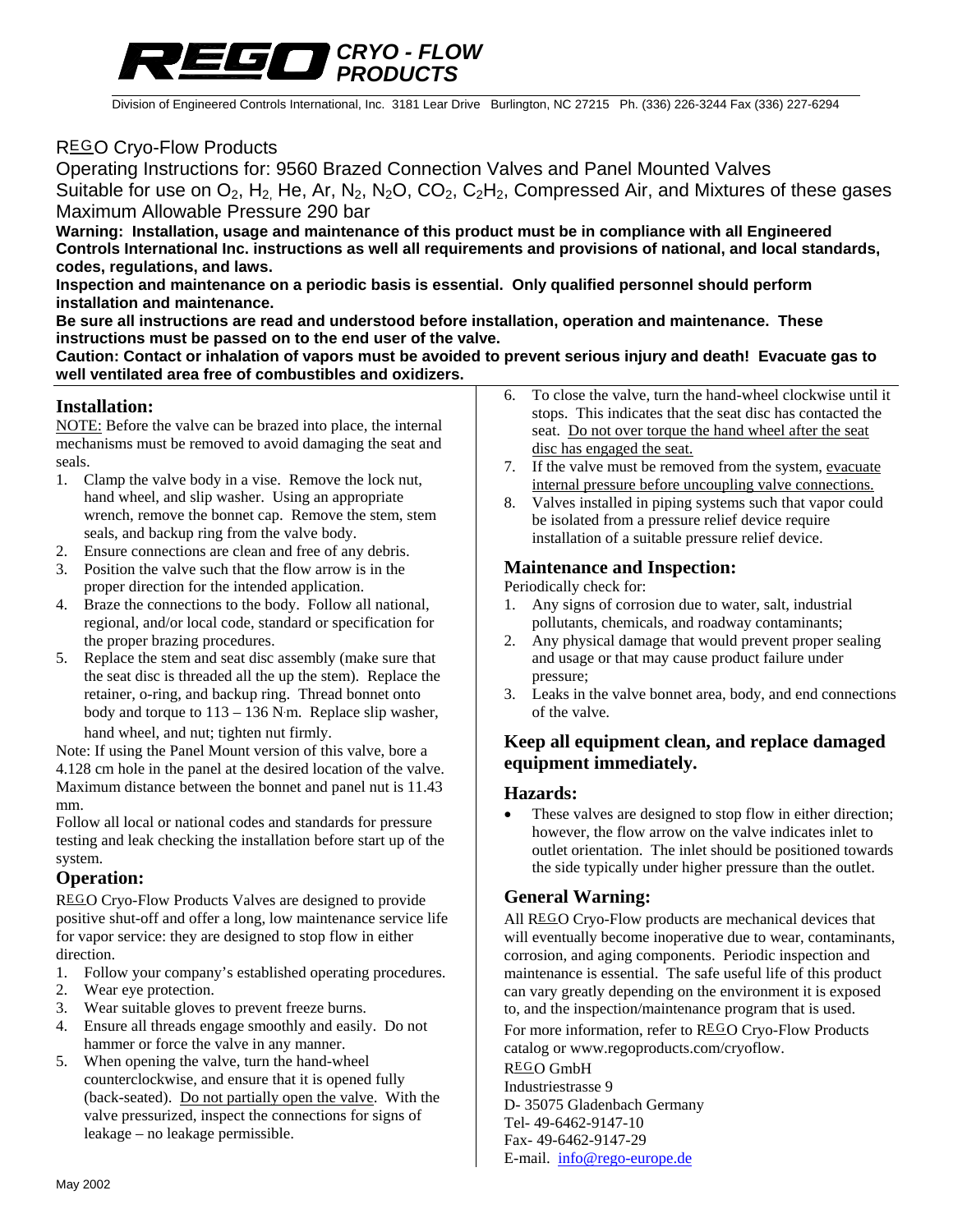# REGO CRYO - FLOW PRODUCTS

Division of Engineered Controls International, Inc. 3181 Lear Drive Burlington, NC 27215 Ph. (336) 226-3244 Fax (336) 227-6294

REGO Cryo-Flow Products

Operating Instructions for: 9560 Brazed Connection Valves and Panel Mounted Valves

Suitable for use on $O_2$, $H_2$, He, Ar, $N_2$, $N_2O$, $CO_2$, $C_2H_2$, Compressed Air, and Mixtures of these gases

Maximum Allowable Pressure 290 bar

**Warning: Installation, usage and maintenance of this product must be in compliance with all Engineered Controls International Inc. instructions as well all requirements and provisions of national, and local standards, codes, regulations, and laws.**

**Inspection and maintenance on a periodic basis is essential. Only qualified personnel should perform installation and maintenance.**

**Be sure all instructions are read and understood before installation, operation and maintenance. These instructions must be passed on to the end user of the valve.**

**Caution: Contact or inhalation of vapors must be avoided to prevent serious injury and death! Evacuate gas to well ventilated area free of combustibles and oxidizers.**

## Installation:

NOTE: Before the valve can be brazed into place, the internal mechanisms must be removed to avoid damaging the seat and seals.

1. Clamp the valve body in a vise. Remove the lock nut, hand wheel, and slip washer. Using an appropriate wrench, remove the bonnet cap. Remove the stem, stem seals, and backup ring from the valve body.
2. Ensure connections are clean and free of any debris.
3. Position the valve such that the flow arrow is in the proper direction for the intended application.
4. Braze the connections to the body. Follow all national, regional, and/or local code, standard or specification for the proper brazing procedures.
5. Replace the stem and seat disc assembly (make sure that the seat disc is threaded all the up the stem). Replace the retainer, o-ring, and backup ring. Thread bonnet onto body and torque to 113 – 136 N·m. Replace slip washer, hand wheel, and nut; tighten nut firmly.

Note: If using the Panel Mount version of this valve, bore a 4.128 cm hole in the panel at the desired location of the valve. Maximum distance between the bonnet and panel nut is 11.43 mm.

Follow all local or national codes and standards for pressure testing and leak checking the installation before start up of the system.

## Operation:

REGO Cryo-Flow Products Valves are designed to provide positive shut-off and offer a long, low maintenance service life for vapor service: they are designed to stop flow in either direction.

1. Follow your company's established operating procedures.
2. Wear eye protection.
3. Wear suitable gloves to prevent freeze burns.
4. Ensure all threads engage smoothly and easily. Do not hammer or force the valve in any manner.
5. When opening the valve, turn the hand-wheel counterclockwise, and ensure that it is opened fully (back-seated). Do not partially open the valve. With the valve pressurized, inspect the connections for signs of leakage – no leakage permissible.
6. To close the valve, turn the hand-wheel clockwise until it stops. This indicates that the seat disc has contacted the seat. Do not over torque the hand wheel after the seat disc has engaged the seat.
7. If the valve must be removed from the system, evacuate internal pressure before uncoupling valve connections.
8. Valves installed in piping systems such that vapor could be isolated from a pressure relief device require installation of a suitable pressure relief device.

## Maintenance and Inspection:

Periodically check for:

1. Any signs of corrosion due to water, salt, industrial pollutants, chemicals, and roadway contaminants;
2. Any physical damage that would prevent proper sealing and usage or that may cause product failure under pressure;
3. Leaks in the valve bonnet area, body, and end connections of the valve.

## Keep all equipment clean, and replace damaged equipment immediately.

## Hazards:

- These valves are designed to stop flow in either direction; however, the flow arrow on the valve indicates inlet to outlet orientation. The inlet should be positioned towards the side typically under higher pressure than the outlet.

## General Warning:

All REGO Cryo-Flow products are mechanical devices that will eventually become inoperative due to wear, contaminants, corrosion, and aging components. Periodic inspection and maintenance is essential. The safe useful life of this product can vary greatly depending on the environment it is exposed to, and the inspection/maintenance program that is used.

For more information, refer to REGO Cryo-Flow Products catalog or www.regoproducts.com/cryoflow.

REGO GmbH
Industriestrasse 9
D- 35075 Gladenbach Germany
Tel- 49-6462-9147-10
Fax- 49-6462-9147-29
E-mail. info@rego-europe.de

May 2002